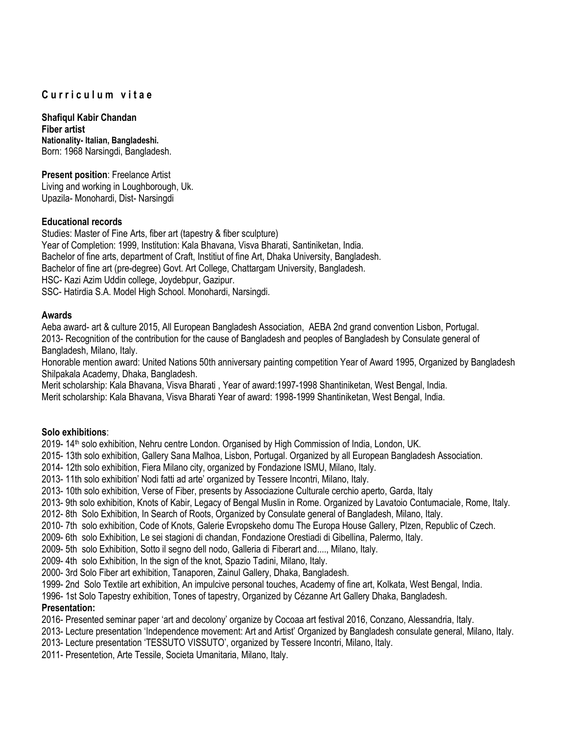## C u r r i c u l u m   v i t a e

**Shafiqul Kabir Chandan**
**Fiber artist**
**Nationality- Italian, Bangladeshi.**
Born: 1968 Narsingdi, Bangladesh.

**Present position**: Freelance Artist
Living and working in Loughborough, Uk.
Upazila- Monohardi, Dist- Narsingdi

### Educational records

Studies: Master of Fine Arts, fiber art (tapestry & fiber sculpture)
Year of Completion: 1999, Institution: Kala Bhavana, Visva Bharati, Santiniketan, India.
Bachelor of fine arts, department of Craft, Institiut of fine Art, Dhaka University, Bangladesh.
Bachelor of fine art (pre-degree) Govt. Art College, Chattargam University, Bangladesh.
HSC- Kazi Azim Uddin college, Joydebpur, Gazipur.
SSC- Hatirdia S.A. Model High School. Monohardi, Narsingdi.

### Awards

Aeba award- art & culture 2015, All European Bangladesh Association, AEBA 2nd grand convention Lisbon, Portugal.
2013- Recognition of the contribution for the cause of Bangladesh and peoples of Bangladesh by Consulate general of Bangladesh, Milano, Italy.
Honorable mention award: United Nations 50th anniversary painting competition Year of Award 1995, Organized by Bangladesh Shilpakala Academy, Dhaka, Bangladesh.
Merit scholarship: Kala Bhavana, Visva Bharati , Year of award:1997-1998 Shantiniketan, West Bengal, India.
Merit scholarship: Kala Bhavana, Visva Bharati Year of award: 1998-1999 Shantiniketan, West Bengal, India.

### Solo exhibitions:

2019- 14th solo exhibition, Nehru centre London. Organised by High Commission of India, London, UK.
2015- 13th solo exhibition, Gallery Sana Malhoa, Lisbon, Portugal. Organized by all European Bangladesh Association.
2014- 12th solo exhibition, Fiera Milano city, organized by Fondazione ISMU, Milano, Italy.
2013- 11th solo exhibition' Nodi fatti ad arte' organized by Tessere Incontri, Milano, Italy.
2013- 10th solo exhibition, Verse of Fiber, presents by Associazione Culturale cerchio aperto, Garda, Italy
2013- 9th solo exhibition, Knots of Kabir, Legacy of Bengal Muslin in Rome. Organized by Lavatoio Contumaciale, Rome, Italy.
2012- 8th Solo Exhibition, In Search of Roots, Organized by Consulate general of Bangladesh, Milano, Italy.
2010- 7th solo exhibition, Code of Knots, Galerie Evropskeho domu The Europa House Gallery, Plzen, Republic of Czech.
2009- 6th solo Exhibition, Le sei stagioni di chandan, Fondazione Orestiadi di Gibellina, Palermo, Italy.
2009- 5th solo Exhibition, Sotto il segno dell nodo, Galleria di Fiberart and...., Milano, Italy.
2009- 4th solo Exhibition, In the sign of the knot, Spazio Tadini, Milano, Italy.
2000- 3rd Solo Fiber art exhibition, Tanaporen, Zainul Gallery, Dhaka, Bangladesh.
1999- 2nd Solo Textile art exhibition, An impulcive personal touches, Academy of fine art, Kolkata, West Bengal, India.
1996- 1st Solo Tapestry exhibition, Tones of tapestry, Organized by Cézanne Art Gallery Dhaka, Bangladesh.

### Presentation:

2016- Presented seminar paper 'art and decolony' organize by Cocoaa art festival 2016, Conzano, Alessandria, Italy.
2013- Lecture presentation 'Independence movement: Art and Artist' Organized by Bangladesh consulate general, Milano, Italy.
2013- Lecture presentation 'TESSUTO VISSUTO', organized by Tessere Incontri, Milano, Italy.
2011- Presentetion, Arte Tessile, Societa Umanitaria, Milano, Italy.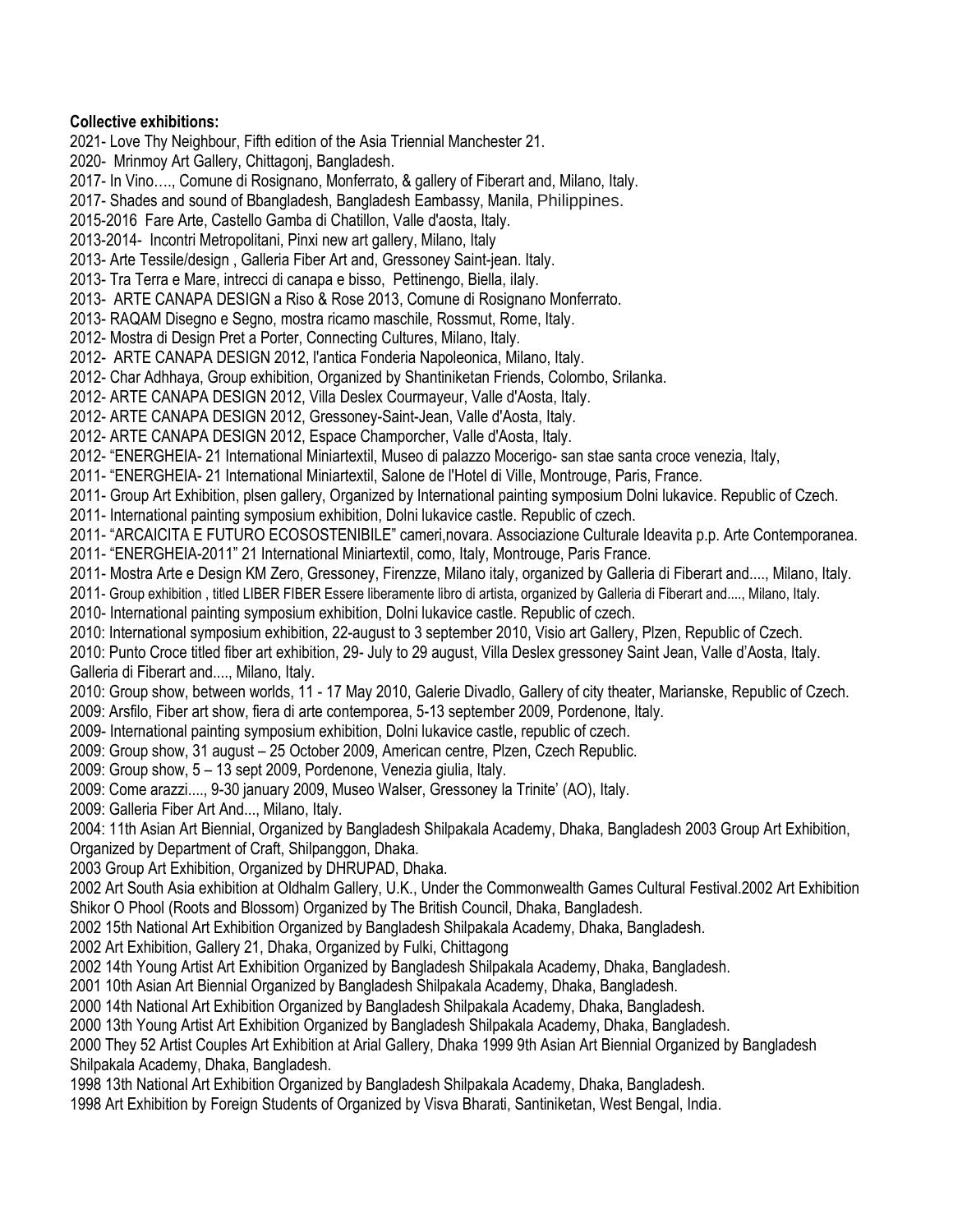**Collective exhibitions:**

2021- Love Thy Neighbour, Fifth edition of the Asia Triennial Manchester 21.
2020- Mrinmoy Art Gallery, Chittagonj, Bangladesh.
2017- In Vino…., Comune di Rosignano, Monferrato, & gallery of Fiberart and, Milano, Italy.
2017- Shades and sound of Bbangladesh, Bangladesh Eambassy, Manila, Philippines.
2015-2016 Fare Arte, Castello Gamba di Chatillon, Valle d'aosta, Italy.
2013-2014- Incontri Metropolitani, Pinxi new art gallery, Milano, Italy
2013- Arte Tessile/design , Galleria Fiber Art and, Gressoney Saint-jean. Italy.
2013- Tra Terra e Mare, intrecci di canapa e bisso, Pettinengo, Biella, ilaly.
2013- ARTE CANAPA DESIGN a Riso & Rose 2013, Comune di Rosignano Monferrato.
2013- RAQAM Disegno e Segno, mostra ricamo maschile, Rossmut, Rome, Italy.
2012- Mostra di Design Pret a Porter, Connecting Cultures, Milano, Italy.
2012- ARTE CANAPA DESIGN 2012, l'antica Fonderia Napoleonica, Milano, Italy.
2012- Char Adhhaya, Group exhibition, Organized by Shantiniketan Friends, Colombo, Srilanka.
2012- ARTE CANAPA DESIGN 2012, Villa Deslex Courmayeur, Valle d'Aosta, Italy.
2012- ARTE CANAPA DESIGN 2012, Gressoney-Saint-Jean, Valle d'Aosta, Italy.
2012- ARTE CANAPA DESIGN 2012, Espace Champorcher, Valle d'Aosta, Italy.
2012- "ENERGHEIA- 21 International Miniartextil, Museo di palazzo Mocerigo- san stae santa croce venezia, Italy,
2011- "ENERGHEIA- 21 International Miniartextil, Salone de l'Hotel di Ville, Montrouge, Paris, France.
2011- Group Art Exhibition, plsen gallery, Organized by International painting symposium Dolni lukavice. Republic of Czech.
2011- International painting symposium exhibition, Dolni lukavice castle. Republic of czech.
2011- "ARCAICITA E FUTURO ECOSOSTENIBILE" cameri,novara. Associazione Culturale Ideavita p.p. Arte Contemporanea.
2011- "ENERGHEIA-2011" 21 International Miniartextil, como, Italy, Montrouge, Paris France.
2011- Mostra Arte e Design KM Zero, Gressoney, Firenzze, Milano italy, organized by Galleria di Fiberart and...., Milano, Italy.
2011- Group exhibition , titled LIBER FIBER Essere liberamente libro di artista, organized by Galleria di Fiberart and...., Milano, Italy.
2010- International painting symposium exhibition, Dolni lukavice castle. Republic of czech.
2010: International symposium exhibition, 22-august to 3 september 2010, Visio art Gallery, Plzen, Republic of Czech.
2010: Punto Croce titled fiber art exhibition, 29- July to 29 august, Villa Deslex gressoney Saint Jean, Valle d'Aosta, Italy. Galleria di Fiberart and...., Milano, Italy.
2010: Group show, between worlds, 11 - 17 May 2010, Galerie Divadlo, Gallery of city theater, Marianske, Republic of Czech.
2009: Arsfilo, Fiber art show, fiera di arte contemporea, 5-13 september 2009, Pordenone, Italy.
2009- International painting symposium exhibition, Dolni lukavice castle, republic of czech.
2009: Group show, 31 august – 25 October 2009, American centre, Plzen, Czech Republic.
2009: Group show, 5 – 13 sept 2009, Pordenone, Venezia giulia, Italy.
2009: Come arazzi...., 9-30 january 2009, Museo Walser, Gressoney la Trinite' (AO), Italy.
2009: Galleria Fiber Art And..., Milano, Italy.
2004: 11th Asian Art Biennial, Organized by Bangladesh Shilpakala Academy, Dhaka, Bangladesh 2003 Group Art Exhibition, Organized by Department of Craft, Shilpanggon, Dhaka.
2003 Group Art Exhibition, Organized by DHRUPAD, Dhaka.
2002 Art South Asia exhibition at Oldhalm Gallery, U.K., Under the Commonwealth Games Cultural Festival.2002 Art Exhibition Shikor O Phool (Roots and Blossom) Organized by The British Council, Dhaka, Bangladesh.
2002 15th National Art Exhibition Organized by Bangladesh Shilpakala Academy, Dhaka, Bangladesh.
2002 Art Exhibition, Gallery 21, Dhaka, Organized by Fulki, Chittagong
2002 14th Young Artist Art Exhibition Organized by Bangladesh Shilpakala Academy, Dhaka, Bangladesh.
2001 10th Asian Art Biennial Organized by Bangladesh Shilpakala Academy, Dhaka, Bangladesh.
2000 14th National Art Exhibition Organized by Bangladesh Shilpakala Academy, Dhaka, Bangladesh.
2000 13th Young Artist Art Exhibition Organized by Bangladesh Shilpakala Academy, Dhaka, Bangladesh.
2000 They 52 Artist Couples Art Exhibition at Arial Gallery, Dhaka 1999 9th Asian Art Biennial Organized by Bangladesh Shilpakala Academy, Dhaka, Bangladesh.
1998 13th National Art Exhibition Organized by Bangladesh Shilpakala Academy, Dhaka, Bangladesh.
1998 Art Exhibition by Foreign Students of Organized by Visva Bharati, Santiniketan, West Bengal, India.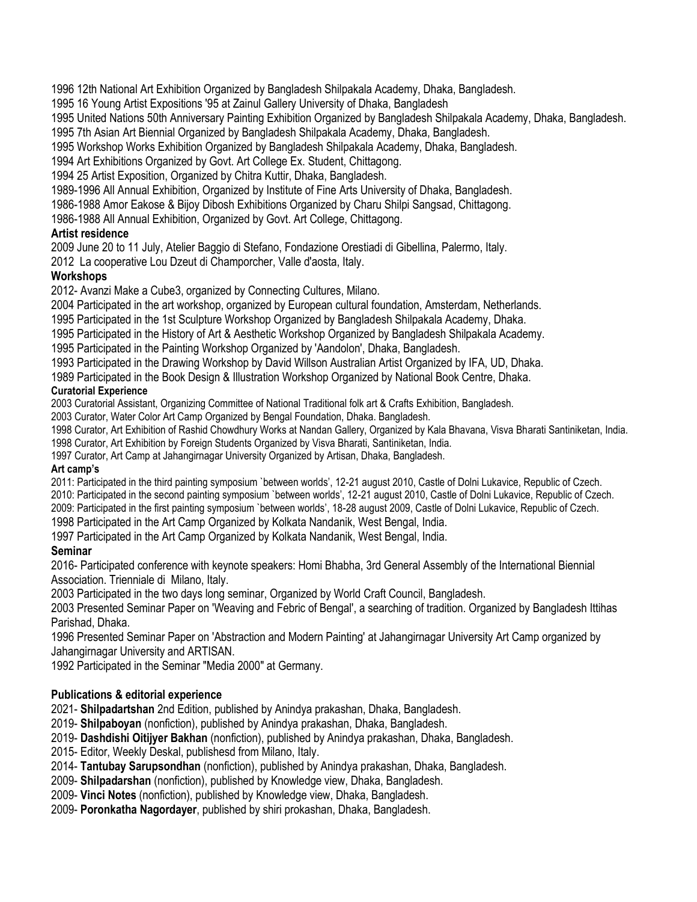1996 12th National Art Exhibition Organized by Bangladesh Shilpakala Academy, Dhaka, Bangladesh.
1995 16 Young Artist Expositions '95 at Zainul Gallery University of Dhaka, Bangladesh
1995 United Nations 50th Anniversary Painting Exhibition Organized by Bangladesh Shilpakala Academy, Dhaka, Bangladesh.
1995 7th Asian Art Biennial Organized by Bangladesh Shilpakala Academy, Dhaka, Bangladesh.
1995 Workshop Works Exhibition Organized by Bangladesh Shilpakala Academy, Dhaka, Bangladesh.
1994 Art Exhibitions Organized by Govt. Art College Ex. Student, Chittagong.
1994 25 Artist Exposition, Organized by Chitra Kuttir, Dhaka, Bangladesh.
1989-1996 All Annual Exhibition, Organized by Institute of Fine Arts University of Dhaka, Bangladesh.
1986-1988 Amor Eakose & Bijoy Dibosh Exhibitions Organized by Charu Shilpi Sangsad, Chittagong.
1986-1988 All Annual Exhibition, Organized by Govt. Art College, Chittagong.

**Artist residence**

2009 June 20 to 11 July, Atelier Baggio di Stefano, Fondazione Orestiadi di Gibellina, Palermo, Italy.
2012 La cooperative Lou Dzeut di Champorcher, Valle d'aosta, Italy.

**Workshops**

2012- Avanzi Make a Cube3, organized by Connecting Cultures, Milano.
2004 Participated in the art workshop, organized by European cultural foundation, Amsterdam, Netherlands.
1995 Participated in the 1st Sculpture Workshop Organized by Bangladesh Shilpakala Academy, Dhaka.
1995 Participated in the History of Art & Aesthetic Workshop Organized by Bangladesh Shilpakala Academy.
1995 Participated in the Painting Workshop Organized by 'Aandolon', Dhaka, Bangladesh.
1993 Participated in the Drawing Workshop by David Willson Australian Artist Organized by IFA, UD, Dhaka.
1989 Participated in the Book Design & Illustration Workshop Organized by National Book Centre, Dhaka.

**Curatorial Experience**

2003 Curatorial Assistant, Organizing Committee of National Traditional folk art & Crafts Exhibition, Bangladesh.
2003 Curator, Water Color Art Camp Organized by Bengal Foundation, Dhaka. Bangladesh.
1998 Curator, Art Exhibition of Rashid Chowdhury Works at Nandan Gallery, Organized by Kala Bhavana, Visva Bharati Santiniketan, India.
1998 Curator, Art Exhibition by Foreign Students Organized by Visva Bharati, Santiniketan, India.
1997 Curator, Art Camp at Jahangirnagar University Organized by Artisan, Dhaka, Bangladesh.

**Art camp's**

2011: Participated in the third painting symposium `between worlds', 12-21 august 2010, Castle of Dolni Lukavice, Republic of Czech.
2010: Participated in the second painting symposium `between worlds', 12-21 august 2010, Castle of Dolni Lukavice, Republic of Czech.
2009: Participated in the first painting symposium `between worlds', 18-28 august 2009, Castle of Dolni Lukavice, Republic of Czech.
1998 Participated in the Art Camp Organized by Kolkata Nandanik, West Bengal, India.
1997 Participated in the Art Camp Organized by Kolkata Nandanik, West Bengal, India.

**Seminar**

2016- Participated conference with keynote speakers: Homi Bhabha, 3rd General Assembly of the International Biennial Association. Triennial di Milano, Italy.
2003 Participated in the two days long seminar, Organized by World Craft Council, Bangladesh.
2003 Presented Seminar Paper on 'Weaving and Febric of Bengal', a searching of tradition. Organized by Bangladesh Ittihas Parishad, Dhaka.
1996 Presented Seminar Paper on 'Abstraction and Modern Painting' at Jahangirnagar University Art Camp organized by Jahangirnagar University and ARTISAN.
1992 Participated in the Seminar "Media 2000" at Germany.

**Publications & editorial experience**

2021- **Shilpadartshan** 2nd Edition, published by Anindya prakashan, Dhaka, Bangladesh.
2019- **Shilpaboyan** (nonfiction), published by Anindya prakashan, Dhaka, Bangladesh.
2019- **Dashdishi Oitijyer Bakhan** (nonfiction), published by Anindya prakashan, Dhaka, Bangladesh.
2015- Editor, Weekly Deskal, publishesd from Milano, Italy.
2014- **Tantubay Sarupsondhan** (nonfiction), published by Anindya prakashan, Dhaka, Bangladesh.
2009- **Shilpadarshan** (nonfiction), published by Knowledge view, Dhaka, Bangladesh.
2009- **Vinci Notes** (nonfiction), published by Knowledge view, Dhaka, Bangladesh.
2009- **Poronkatha Nagordayer**, published by shiri prokashan, Dhaka, Bangladesh.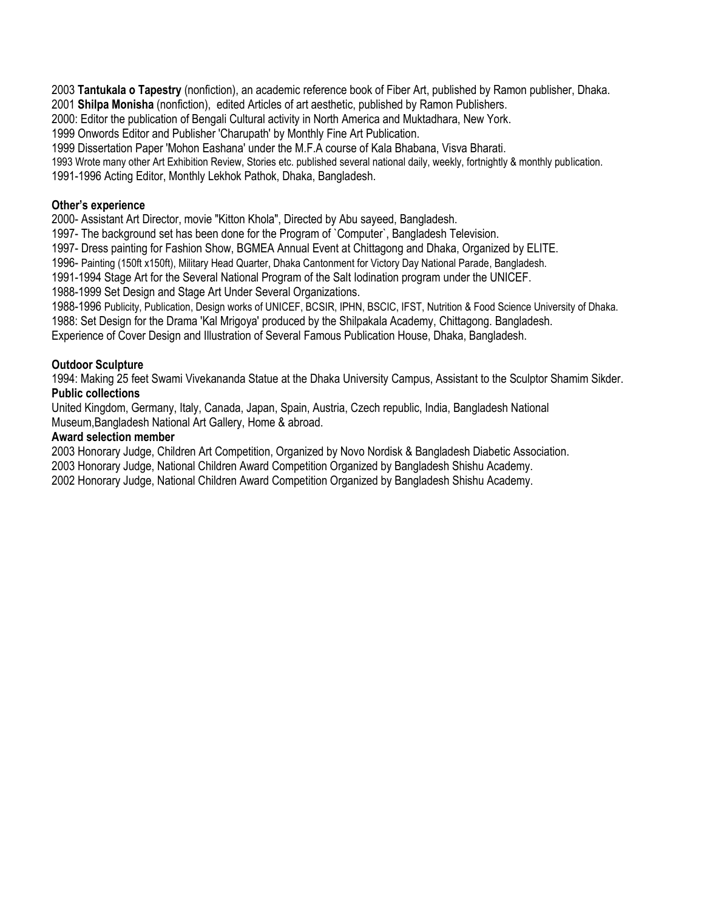2003 **Tantukala o Tapestry** (nonfiction), an academic reference book of Fiber Art, published by Ramon publisher, Dhaka.
2001 **Shilpa Monisha** (nonfiction), edited Articles of art aesthetic, published by Ramon Publishers.
2000: Editor the publication of Bengali Cultural activity in North America and Muktadhara, New York.
1999 Onwords Editor and Publisher 'Charupath' by Monthly Fine Art Publication.
1999 Dissertation Paper 'Mohon Eashana' under the M.F.A course of Kala Bhabana, Visva Bharati.
1993 Wrote many other Art Exhibition Review, Stories etc. published several national daily, weekly, fortnightly & monthly publication.
1991-1996 Acting Editor, Monthly Lekhok Pathok, Dhaka, Bangladesh.

**Other's experience**

2000- Assistant Art Director, movie "Kitton Khola", Directed by Abu sayeed, Bangladesh.
1997- The background set has been done for the Program of `Computer`, Bangladesh Television.
1997- Dress painting for Fashion Show, BGMEA Annual Event at Chittagong and Dhaka, Organized by ELITE.
1996- Painting (150ft x150ft), Military Head Quarter, Dhaka Cantonment for Victory Day National Parade, Bangladesh.
1991-1994 Stage Art for the Several National Program of the Salt Iodination program under the UNICEF.
1988-1999 Set Design and Stage Art Under Several Organizations.
1988-1996 Publicity, Publication, Design works of UNICEF, BCSIR, IPHN, BSCIC, IFST, Nutrition & Food Science University of Dhaka.
1988: Set Design for the Drama 'Kal Mrigoya' produced by the Shilpakala Academy, Chittagong. Bangladesh.
Experience of Cover Design and Illustration of Several Famous Publication House, Dhaka, Bangladesh.

**Outdoor Sculpture**

1994: Making 25 feet Swami Vivekananda Statue at the Dhaka University Campus, Assistant to the Sculptor Shamim Sikder.

**Public collections**

United Kingdom, Germany, Italy, Canada, Japan, Spain, Austria, Czech republic, India, Bangladesh National Museum,Bangladesh National Art Gallery, Home & abroad.

**Award selection member**

2003 Honorary Judge, Children Art Competition, Organized by Novo Nordisk & Bangladesh Diabetic Association.
2003 Honorary Judge, National Children Award Competition Organized by Bangladesh Shishu Academy.
2002 Honorary Judge, National Children Award Competition Organized by Bangladesh Shishu Academy.